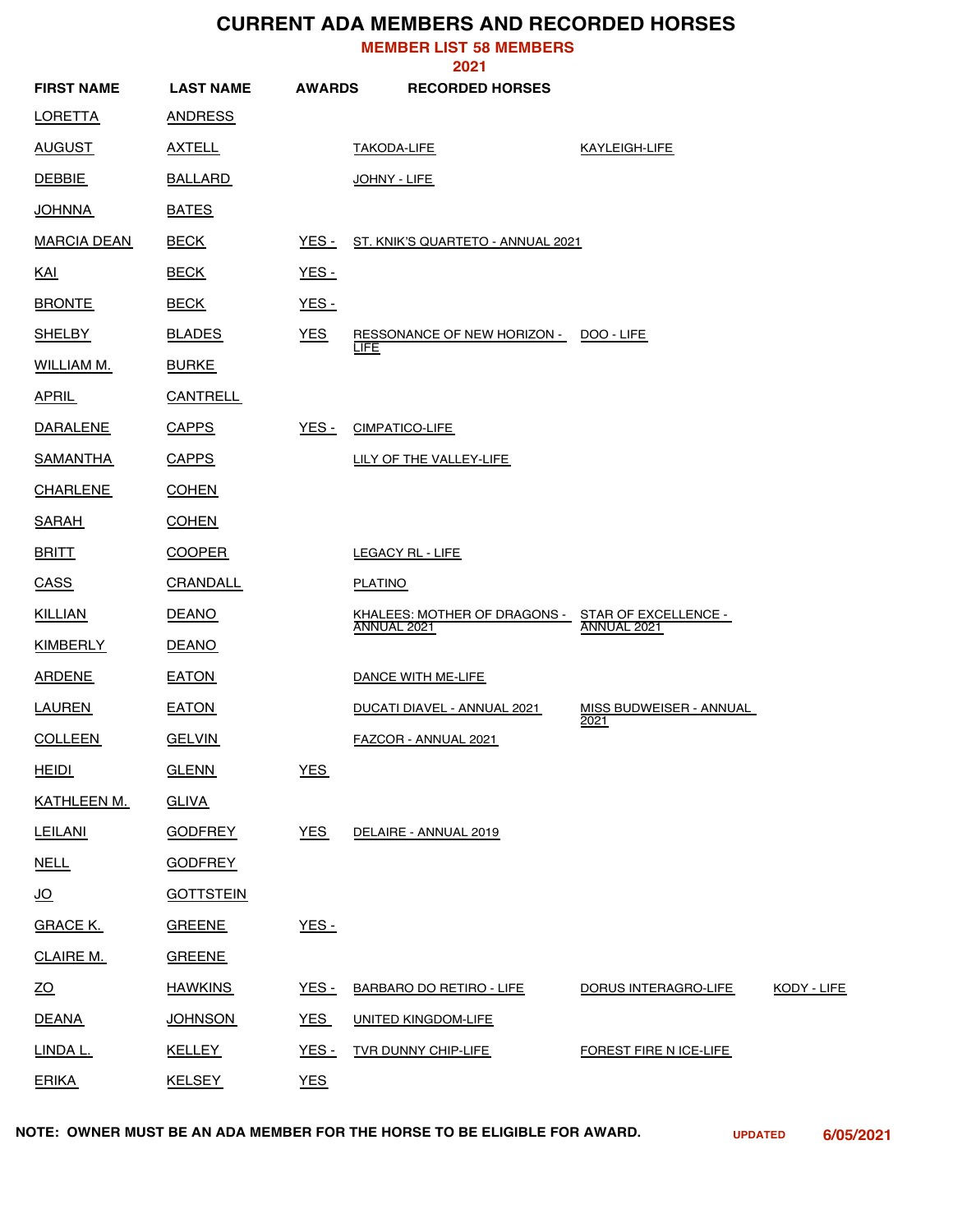# CURRENT ADA MEMBERS AND RECORDED HORSES

## MEMBER LIST 58 MEMBERS

## 2021

| FIRST NAME | LAST NAME | AWARDS | RECORDED HORSES | | |
|---|---|---|---|---|---|
| LORETTA | ANDRESS | | | | |
| AUGUST | AXTELL | | TAKODA-LIFE | KAYLEIGH-LIFE | |
| DEBBIE | BALLARD | | JOHNY - LIFE | | |
| JOHNNA | BATES | | | | |
| MARCIA DEAN | BECK | YES - | ST. KNIK'S QUARTETO - ANNUAL 2021 | | |
| KAI | BECK | YES - | | | |
| BRONTE | BECK | YES - | | | |
| SHELBY | BLADES | YES | RESSONANCE OF NEW HORIZON - LIFE | DOO - LIFE | |
| WILLIAM M. | BURKE | | | | |
| APRIL | CANTRELL | | | | |
| DARALENE | CAPPS | YES - | CIMPATICO-LIFE | | |
| SAMANTHA | CAPPS | | LILY OF THE VALLEY-LIFE | | |
| CHARLENE | COHEN | | | | |
| SARAH | COHEN | | | | |
| BRITT | COOPER | | LEGACY RL - LIFE | | |
| CASS | CRANDALL | | PLATINO | | |
| KILLIAN | DEANO | | KHALEES: MOTHER OF DRAGONS - ANNUAL 2021 | STAR OF EXCELLENCE - ANNUAL 2021 | |
| KIMBERLY | DEANO | | | | |
| ARDENE | EATON | | DANCE WITH ME-LIFE | | |
| LAUREN | EATON | | DUCATI DIAVEL - ANNUAL 2021 | MISS BUDWEISER - ANNUAL 2021 | |
| COLLEEN | GELVIN | | FAZCOR - ANNUAL 2021 | | |
| HEIDI | GLENN | YES | | | |
| KATHLEEN M. | GLIVA | | | | |
| LEILANI | GODFREY | YES | DELAIRE - ANNUAL 2019 | | |
| NELL | GODFREY | | | | |
| JO | GOTTSTEIN | | | | |
| GRACE K. | GREENE | YES - | | | |
| CLAIRE M. | GREENE | | | | |
| ZO | HAWKINS | YES - | BARBARO DO RETIRO - LIFE | DORUS INTERAGRO-LIFE | KODY - LIFE |
| DEANA | JOHNSON | YES | UNITED KINGDOM-LIFE | | |
| LINDA L. | KELLEY | YES - | TVR DUNNY CHIP-LIFE | FOREST FIRE N ICE-LIFE | |
| ERIKA | KELSEY | YES | | | |

**NOTE: OWNER MUST BE AN ADA MEMBER FOR THE HORSE TO BE ELIGIBLE FOR AWARD.**

UPDATED 6/05/2021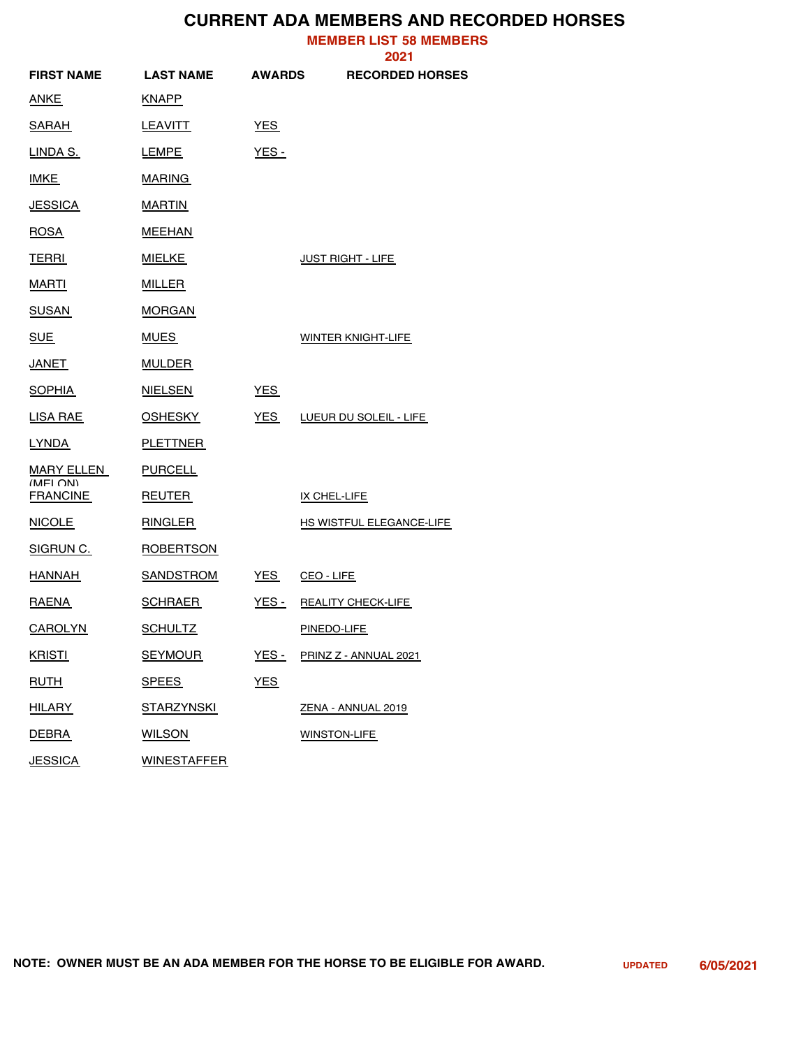# CURRENT ADA MEMBERS AND RECORDED HORSES

**MEMBER LIST 58 MEMBERS**

**2021**

| FIRST NAME | LAST NAME | AWARDS | RECORDED HORSES |
|---|---|---|---|
| ANKE | KNAPP | | |
| SARAH | LEAVITT | YES | |
| LINDA S. | LEMPE | YES - | |
| IMKE | MARING | | |
| JESSICA | MARTIN | | |
| ROSA | MEEHAN | | |
| TERRI | MIELKE | | JUST RIGHT - LIFE |
| MARTI | MILLER | | |
| SUSAN | MORGAN | | |
| SUE | MUES | | WINTER KNIGHT-LIFE |
| JANET | MULDER | | |
| SOPHIA | NIELSEN | YES | |
| LISA RAE | OSHESKY | YES | LUEUR DU SOLEIL - LIFE |
| LYNDA | PLETTNER | | |
| MARY ELLEN (MELON) | PURCELL | | |
| FRANCINE | REUTER | | IX CHEL-LIFE |
| NICOLE | RINGLER | | HS WISTFUL ELEGANCE-LIFE |
| SIGRUN C. | ROBERTSON | | |
| HANNAH | SANDSTROM | YES | CEO - LIFE |
| RAENA | SCHRAER | YES - | REALITY CHECK-LIFE |
| CAROLYN | SCHULTZ | | PINEDO-LIFE |
| KRISTI | SEYMOUR | YES - | PRINZ Z - ANNUAL 2021 |
| RUTH | SPEES | YES | |
| HILARY | STARZYNSKI | | ZENA - ANNUAL 2019 |
| DEBRA | WILSON | | WINSTON-LIFE |
| JESSICA | WINESTAFFER | | |

**NOTE: OWNER MUST BE AN ADA MEMBER FOR THE HORSE TO BE ELIGIBLE FOR AWARD.**

**UPDATED 6/05/2021**